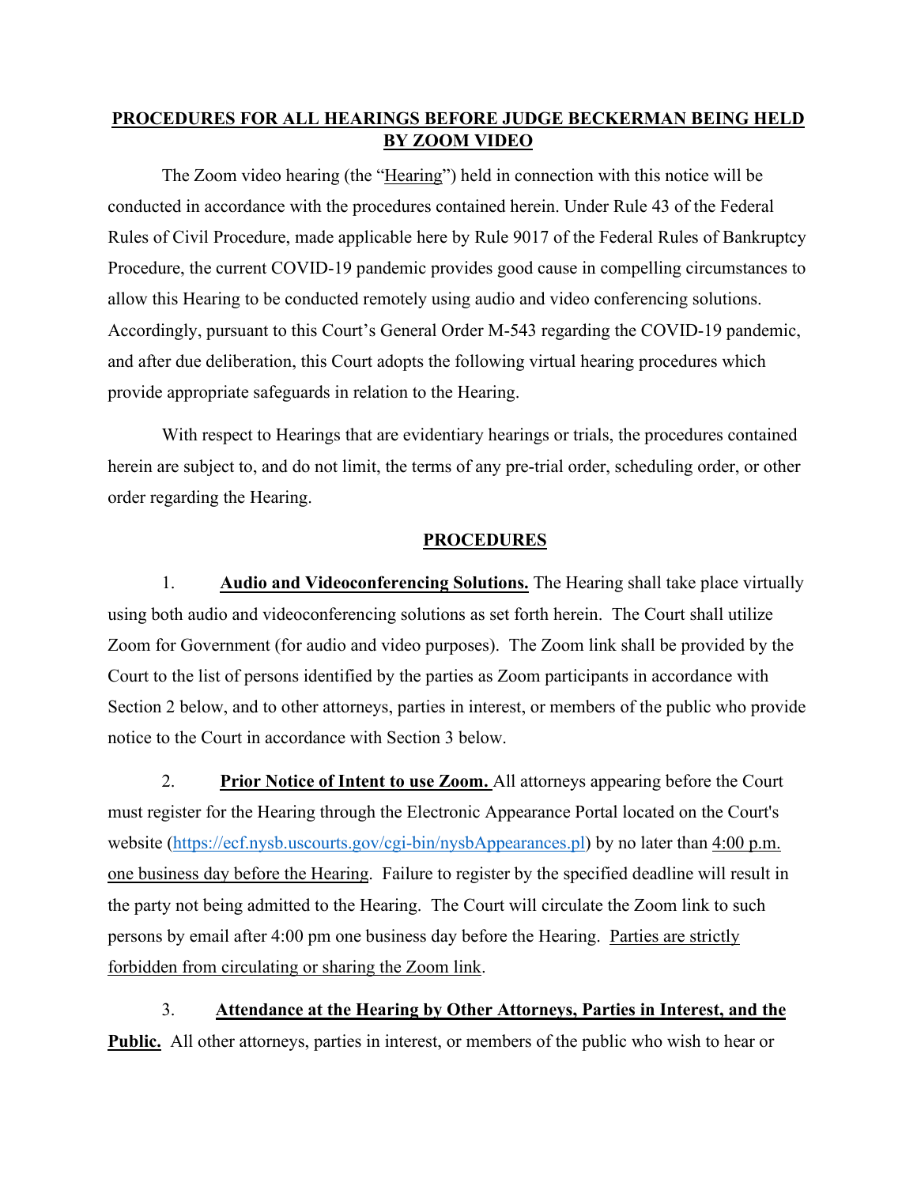# **PROCEDURES FOR ALL HEARINGS BEFORE JUDGE BECKERMAN BEING HELD BY ZOOM VIDEO**

The Zoom video hearing (the "Hearing") held in connection with this notice will be conducted in accordance with the procedures contained herein. Under Rule 43 of the Federal Rules of Civil Procedure, made applicable here by Rule 9017 of the Federal Rules of Bankruptcy Procedure, the current COVID-19 pandemic provides good cause in compelling circumstances to allow this Hearing to be conducted remotely using audio and video conferencing solutions. Accordingly, pursuant to this Court's General Order M-543 regarding the COVID-19 pandemic, and after due deliberation, this Court adopts the following virtual hearing procedures which provide appropriate safeguards in relation to the Hearing.

With respect to Hearings that are evidentiary hearings or trials, the procedures contained herein are subject to, and do not limit, the terms of any pre-trial order, scheduling order, or other order regarding the Hearing.

## **PROCEDURES**

1. **Audio and Videoconferencing Solutions.** The Hearing shall take place virtually using both audio and videoconferencing solutions as set forth herein. The Court shall utilize Zoom for Government (for audio and video purposes). The Zoom link shall be provided by the Court to the list of persons identified by the parties as Zoom participants in accordance with Section 2 below, and to other attorneys, parties in interest, or members of the public who provide notice to the Court in accordance with Section 3 below.

2. **Prior Notice of Intent to use Zoom.** All attorneys appearing before the Court must register for the Hearing through the Electronic Appearance Portal located on the Court's website (https://ecf.nysb.uscourts.gov/cgi-bin/nysbAppearances.pl) by no later than 4:00 p.m. one business day before the Hearing. Failure to register by the specified deadline will result in the party not being admitted to the Hearing. The Court will circulate the Zoom link to such persons by email after 4:00 pm one business day before the Hearing. Parties are strictly forbidden from circulating or sharing the Zoom link.

3. **Attendance at the Hearing by Other Attorneys, Parties in Interest, and the Public.** All other attorneys, parties in interest, or members of the public who wish to hear or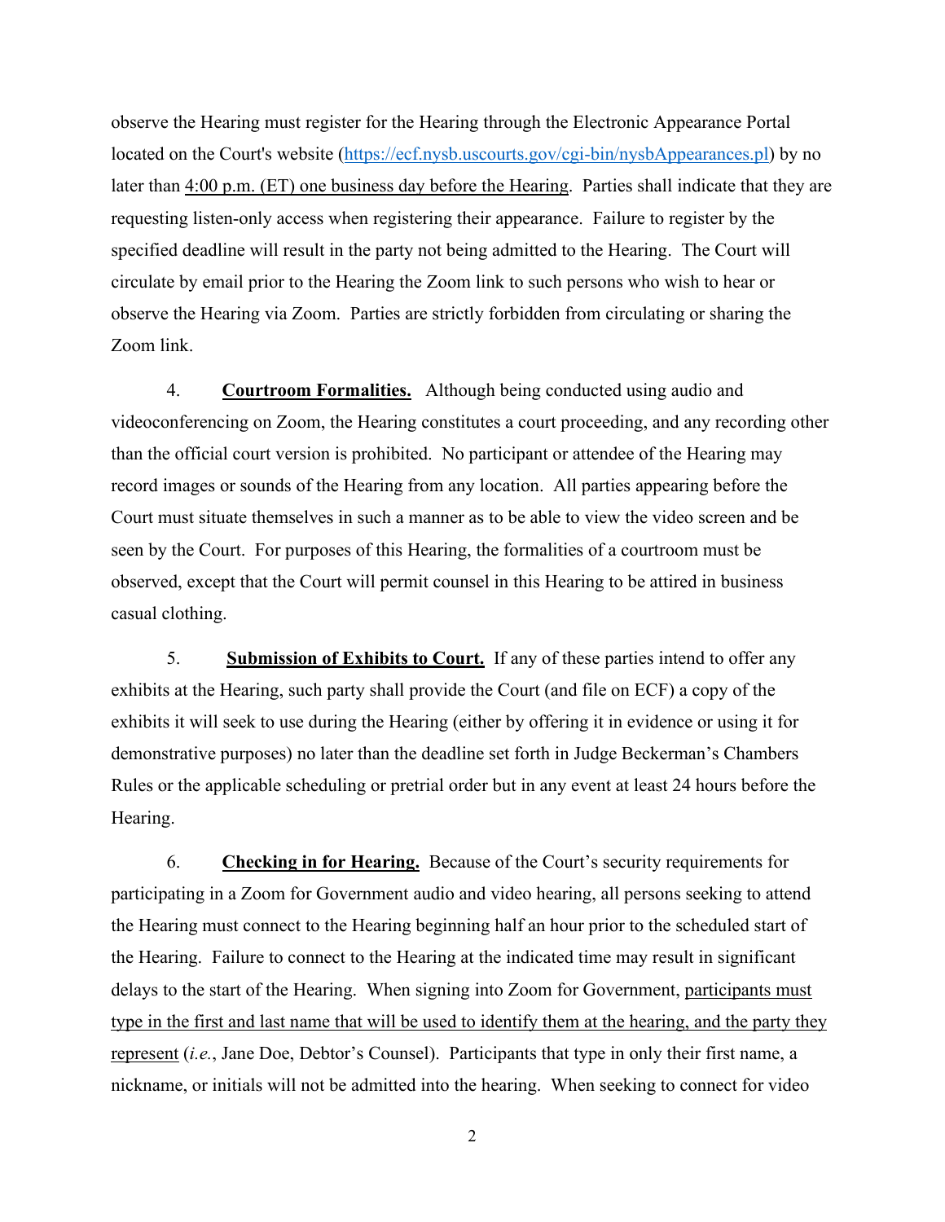observe the Hearing must register for the Hearing through the Electronic Appearance Portal located on the Court's website (https://ecf.nysb.uscourts.gov/cgi-bin/nysbAppearances.pl) by no later than 4:00 p.m. (ET) one business day before the Hearing. Parties shall indicate that they are requesting listen-only access when registering their appearance. Failure to register by the specified deadline will result in the party not being admitted to the Hearing. The Court will circulate by email prior to the Hearing the Zoom link to such persons who wish to hear or observe the Hearing via Zoom. Parties are strictly forbidden from circulating or sharing the Zoom link.

4. **Courtroom Formalities.** Although being conducted using audio and videoconferencing on Zoom, the Hearing constitutes a court proceeding, and any recording other than the official court version is prohibited. No participant or attendee of the Hearing may record images or sounds of the Hearing from any location. All parties appearing before the Court must situate themselves in such a manner as to be able to view the video screen and be seen by the Court. For purposes of this Hearing, the formalities of a courtroom must be observed, except that the Court will permit counsel in this Hearing to be attired in business casual clothing.

5. **Submission of Exhibits to Court.** If any of these parties intend to offer any exhibits at the Hearing, such party shall provide the Court (and file on ECF) a copy of the exhibits it will seek to use during the Hearing (either by offering it in evidence or using it for demonstrative purposes) no later than the deadline set forth in Judge Beckerman's Chambers Rules or the applicable scheduling or pretrial order but in any event at least 24 hours before the Hearing.

6. **Checking in for Hearing.** Because of the Court's security requirements for participating in a Zoom for Government audio and video hearing, all persons seeking to attend the Hearing must connect to the Hearing beginning half an hour prior to the scheduled start of the Hearing. Failure to connect to the Hearing at the indicated time may result in significant delays to the start of the Hearing. When signing into Zoom for Government, participants must type in the first and last name that will be used to identify them at the hearing, and the party they represent (*i.e.*, Jane Doe, Debtor's Counsel). Participants that type in only their first name, a nickname, or initials will not be admitted into the hearing. When seeking to connect for video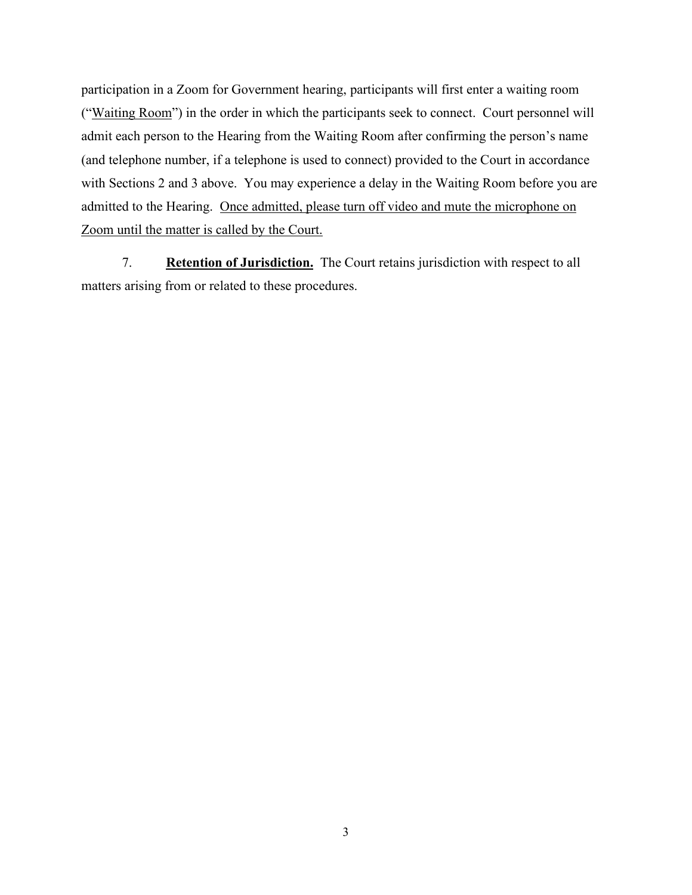participation in a Zoom for Government hearing, participants will first enter a waiting room ("Waiting Room") in the order in which the participants seek to connect. Court personnel will admit each person to the Hearing from the Waiting Room after confirming the person's name (and telephone number, if a telephone is used to connect) provided to the Court in accordance with Sections 2 and 3 above. You may experience a delay in the Waiting Room before you are admitted to the Hearing. Once admitted, please turn off video and mute the microphone on Zoom until the matter is called by the Court.

7. **Retention of Jurisdiction.** The Court retains jurisdiction with respect to all matters arising from or related to these procedures.